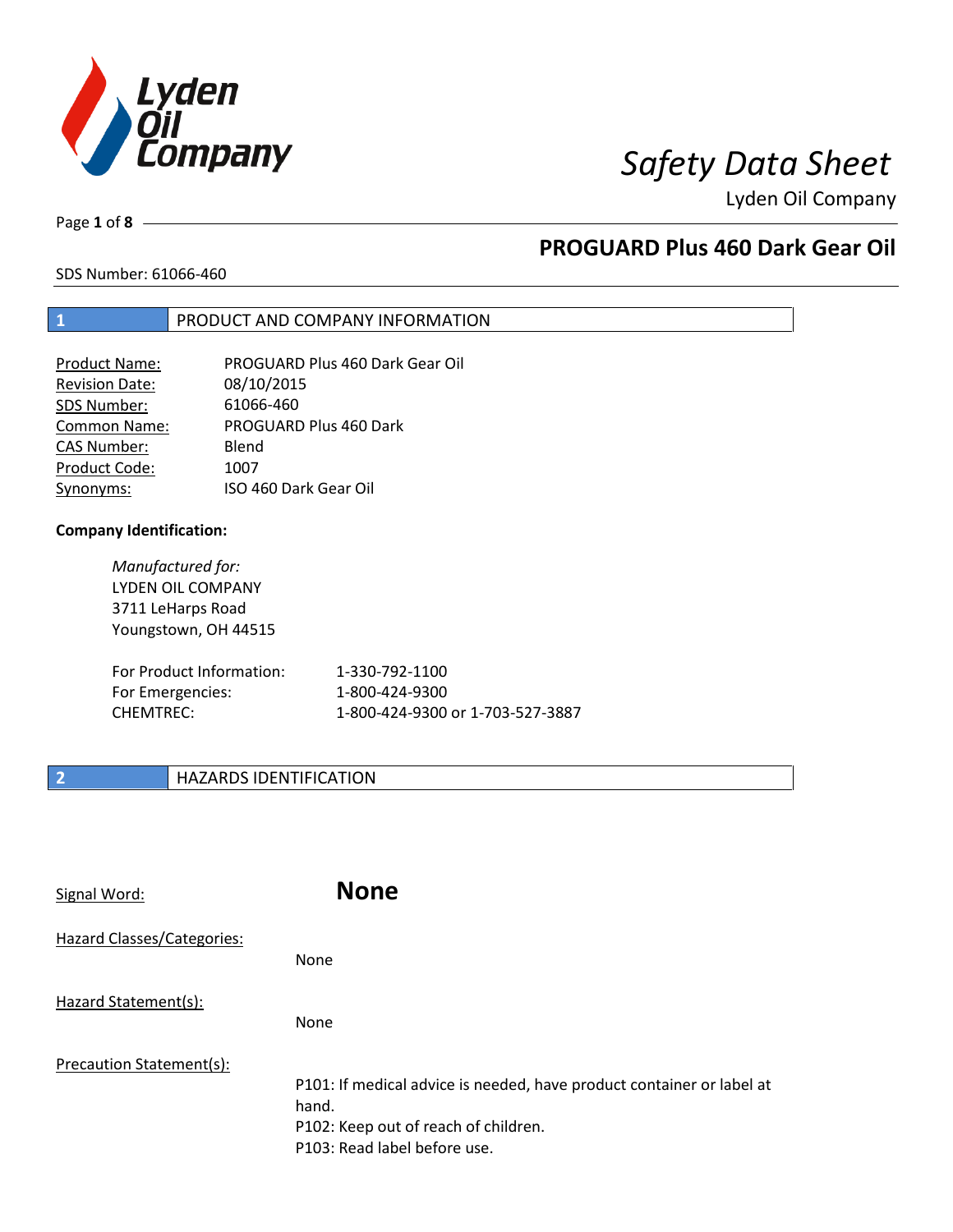# Safety Data Sheet

Lyden Oil Company

## PROGUARD Plus 460 Dark Gear Oil

SDS Number: 61066-460

## 1 PRODUCT AND COMPANY INFORMATION

| | |
|---|---|
| Product Name: | PROGUARD Plus 460 Dark Gear Oil |
| Revision Date: | 08/10/2015 |
| SDS Number: | 61066-460 |
| Common Name: | PROGUARD Plus 460 Dark |
| CAS Number: | Blend |
| Product Code: | 1007 |
| Synonyms: | ISO 460 Dark Gear Oil |

**Company Identification:**

*Manufactured for:*
LYDEN OIL COMPANY
3711 LeHarps Road
Youngstown, OH 44515

| | |
|---|---|
| For Product Information: | 1-330-792-1100 |
| For Emergencies: | 1-800-424-9300 |
| CHEMTREC: | 1-800-424-9300 or 1-703-527-3887 |

## 2 HAZARDS IDENTIFICATION

Signal Word: **None**

Hazard Classes/Categories:

None

Hazard Statement(s):

None

Precaution Statement(s):

P101: If medical advice is needed, have product container or label at hand.
P102: Keep out of reach of children.
P103: Read label before use.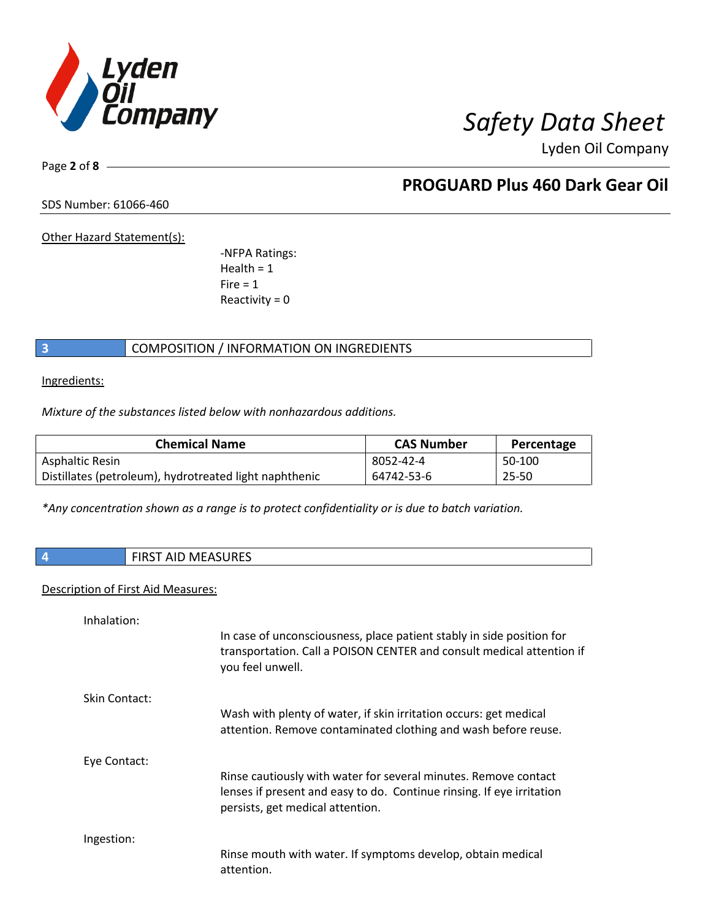Other Hazard Statement(s):

-NFPA Ratings:
Health = 1
Fire = 1
Reactivity = 0

## 3 COMPOSITION / INFORMATION ON INGREDIENTS

Ingredients:

*Mixture of the substances listed below with nonhazardous additions.*

| Chemical Name | CAS Number | Percentage |
|---|---|---|
| Asphaltic Resin | 8052-42-4 | 50-100 |
| Distillates (petroleum), hydrotreated light naphthenic | 64742-53-6 | 25-50 |

*\*Any concentration shown as a range is to protect confidentiality or is due to batch variation.*

## 4 FIRST AID MEASURES

Description of First Aid Measures:

Inhalation:

In case of unconsciousness, place patient stably in side position for transportation. Call a POISON CENTER and consult medical attention if you feel unwell.

Skin Contact:

Wash with plenty of water, if skin irritation occurs: get medical attention. Remove contaminated clothing and wash before reuse.

Eye Contact:

Rinse cautiously with water for several minutes. Remove contact lenses if present and easy to do. Continue rinsing. If eye irritation persists, get medical attention.

Ingestion:

Rinse mouth with water. If symptoms develop, obtain medical attention.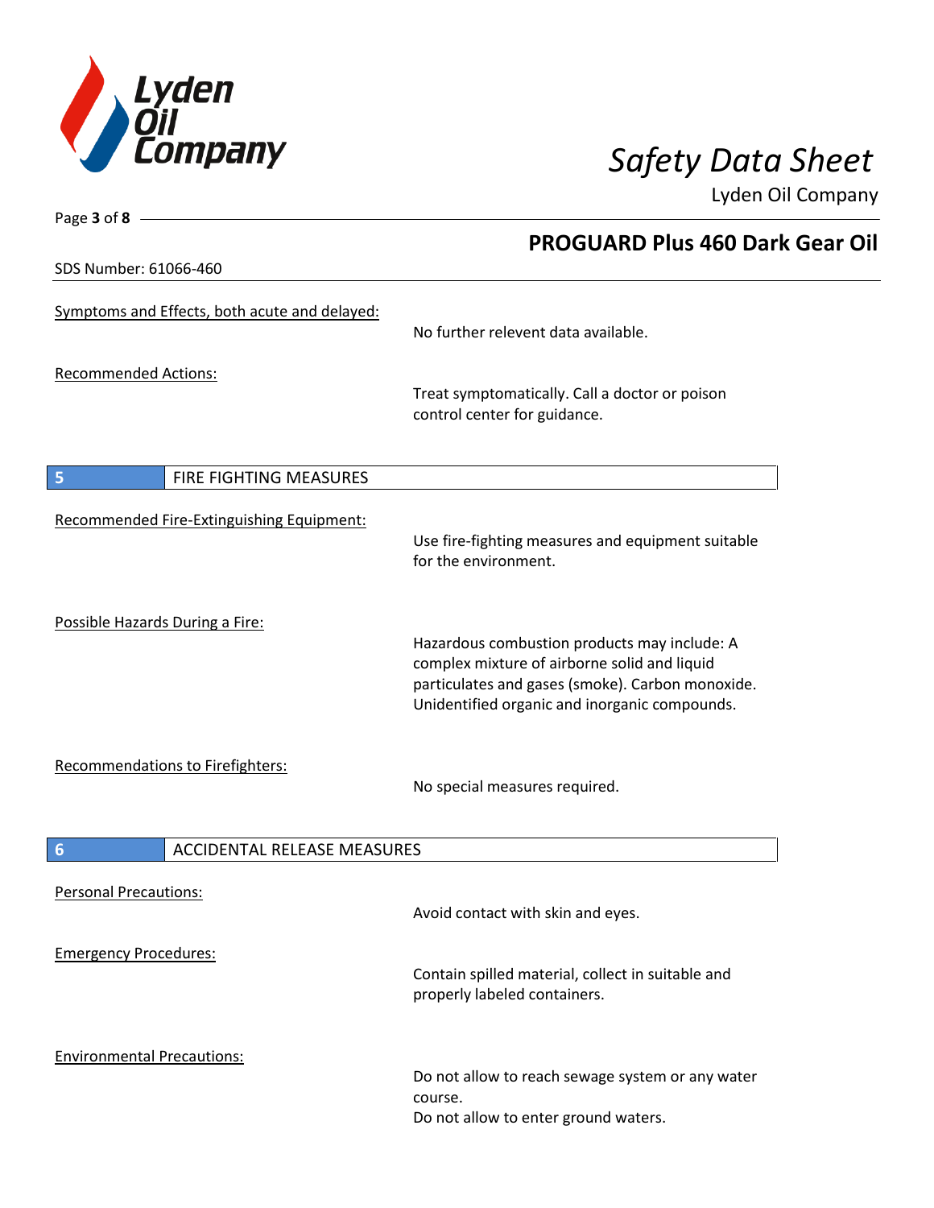Symptoms and Effects, both acute and delayed:

No further relevent data available.

Recommended Actions:

Treat symptomatically. Call a doctor or poison control center for guidance.

## 5 FIRE FIGHTING MEASURES

Recommended Fire-Extinguishing Equipment:

Use fire-fighting measures and equipment suitable for the environment.

Possible Hazards During a Fire:

Hazardous combustion products may include: A complex mixture of airborne solid and liquid particulates and gases (smoke). Carbon monoxide. Unidentified organic and inorganic compounds.

Recommendations to Firefighters:

No special measures required.

## 6 ACCIDENTAL RELEASE MEASURES

Personal Precautions:

Avoid contact with skin and eyes.

Emergency Procedures:

Contain spilled material, collect in suitable and properly labeled containers.

Environmental Precautions:

Do not allow to reach sewage system or any water course.
Do not allow to enter ground waters.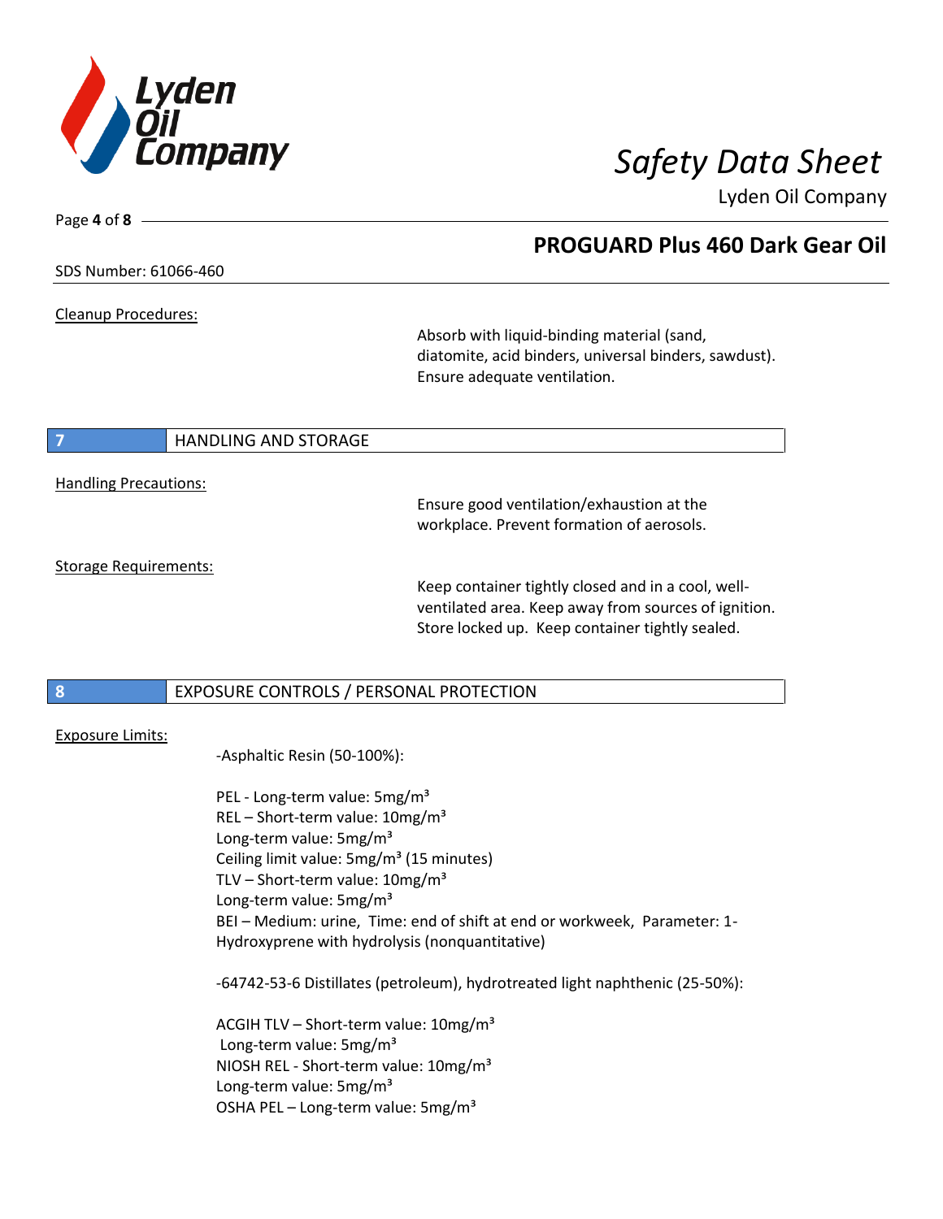Cleanup Procedures:

Absorb with liquid-binding material (sand, diatomite, acid binders, universal binders, sawdust). Ensure adequate ventilation.

## 7 HANDLING AND STORAGE

Handling Precautions:

Ensure good ventilation/exhaustion at the workplace. Prevent formation of aerosols.

Storage Requirements:

Keep container tightly closed and in a cool, well-ventilated area. Keep away from sources of ignition. Store locked up. Keep container tightly sealed.

## 8 EXPOSURE CONTROLS / PERSONAL PROTECTION

Exposure Limits:

-Asphaltic Resin (50-100%):

PEL - Long-term value: 5mg/m³
REL – Short-term value: 10mg/m³
Long-term value: 5mg/m³
Ceiling limit value: 5mg/m³ (15 minutes)
TLV – Short-term value: 10mg/m³
Long-term value: 5mg/m³
BEI – Medium: urine, Time: end of shift at end or workweek, Parameter: 1-Hydroxyprene with hydrolysis (nonquantitative)

-64742-53-6 Distillates (petroleum), hydrotreated light naphthenic (25-50%):

ACGIH TLV – Short-term value: 10mg/m³
Long-term value: 5mg/m³
NIOSH REL - Short-term value: 10mg/m³
Long-term value: 5mg/m³
OSHA PEL – Long-term value: 5mg/m³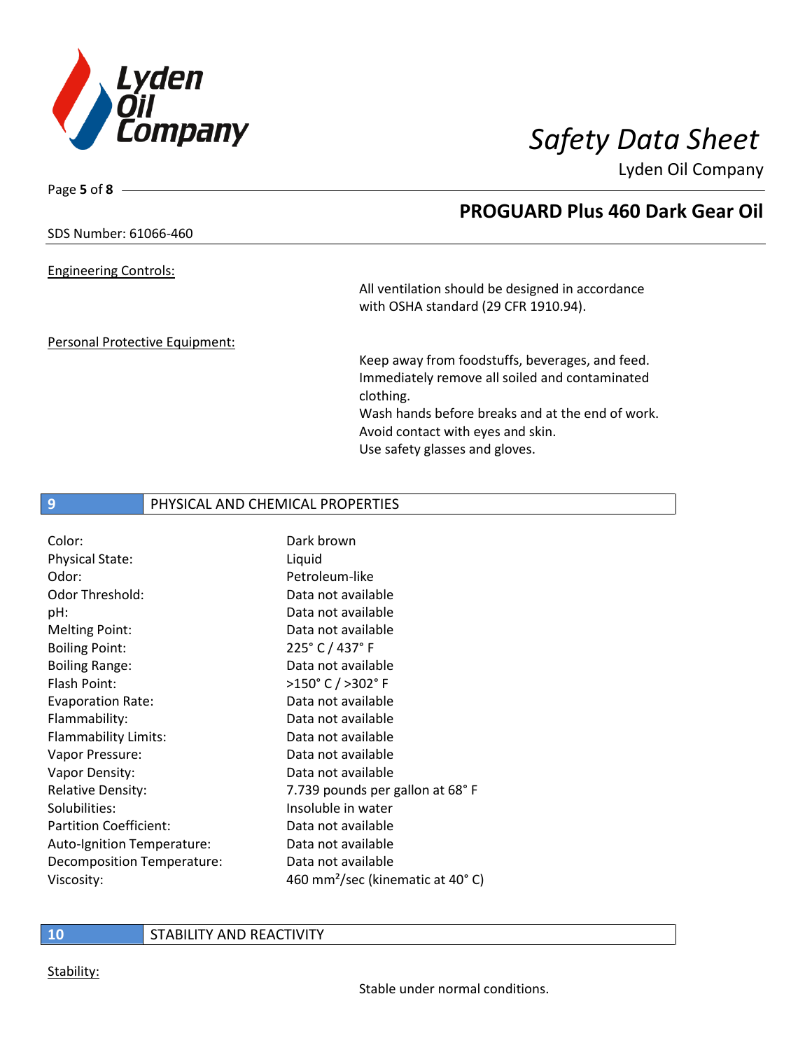Engineering Controls:

All ventilation should be designed in accordance with OSHA standard (29 CFR 1910.94).

Personal Protective Equipment:

Keep away from foodstuffs, beverages, and feed.
Immediately remove all soiled and contaminated clothing.
Wash hands before breaks and at the end of work.
Avoid contact with eyes and skin.
Use safety glasses and gloves.

## 9 PHYSICAL AND CHEMICAL PROPERTIES

| | |
|---|---|
| Color: | Dark brown |
| Physical State: | Liquid |
| Odor: | Petroleum-like |
| Odor Threshold: | Data not available |
| pH: | Data not available |
| Melting Point: | Data not available |
| Boiling Point: | 225° C / 437° F |
| Boiling Range: | Data not available |
| Flash Point: | >150° C / >302° F |
| Evaporation Rate: | Data not available |
| Flammability: | Data not available |
| Flammability Limits: | Data not available |
| Vapor Pressure: | Data not available |
| Vapor Density: | Data not available |
| Relative Density: | 7.739 pounds per gallon at 68° F |
| Solubilities: | Insoluble in water |
| Partition Coefficient: | Data not available |
| Auto-Ignition Temperature: | Data not available |
| Decomposition Temperature: | Data not available |
| Viscosity: | 460 $mm^2$/sec (kinematic at 40° C) |

## 10 STABILITY AND REACTIVITY

Stability:

Stable under normal conditions.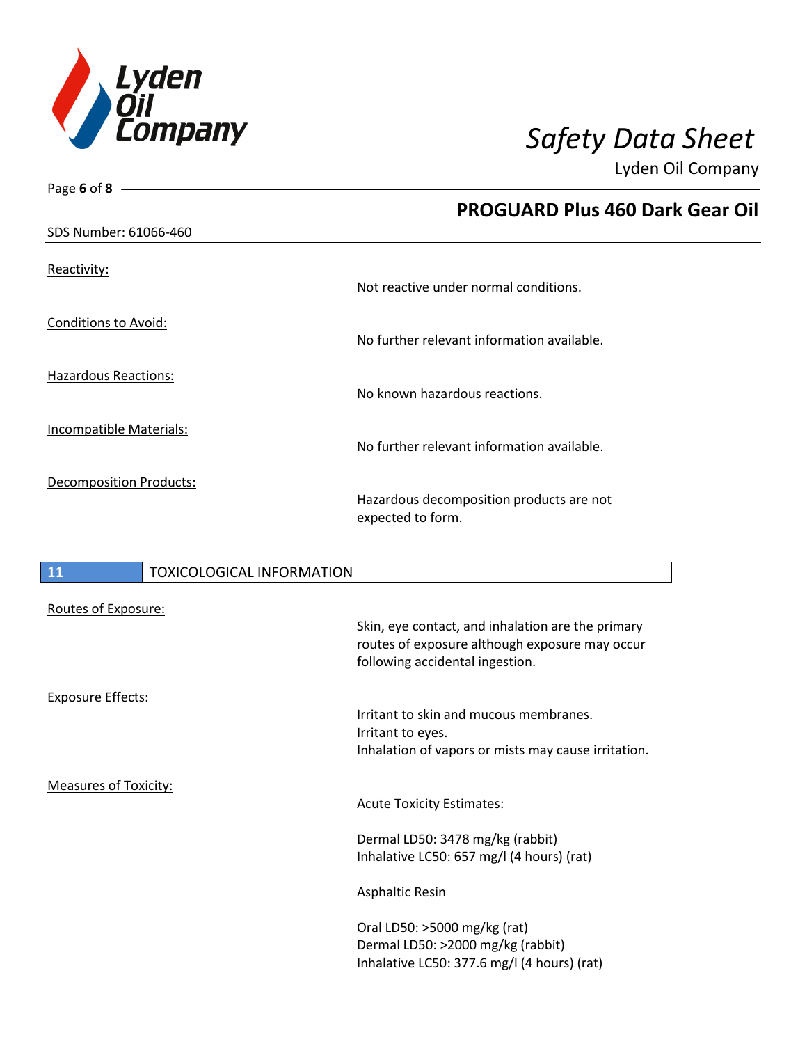Reactivity:

Not reactive under normal conditions.

Conditions to Avoid:

No further relevant information available.

Hazardous Reactions:

No known hazardous reactions.

Incompatible Materials:

No further relevant information available.

Decomposition Products:

Hazardous decomposition products are not expected to form.

## 11 TOXICOLOGICAL INFORMATION

Routes of Exposure:

Skin, eye contact, and inhalation are the primary routes of exposure although exposure may occur following accidental ingestion.

Exposure Effects:

Irritant to skin and mucous membranes.
Irritant to eyes.
Inhalation of vapors or mists may cause irritation.

Measures of Toxicity:

Acute Toxicity Estimates:

Dermal LD50: 3478 mg/kg (rabbit)
Inhalative LC50: 657 mg/l (4 hours) (rat)

Asphaltic Resin

Oral LD50: >5000 mg/kg (rat)
Dermal LD50: >2000 mg/kg (rabbit)
Inhalative LC50: 377.6 mg/l (4 hours) (rat)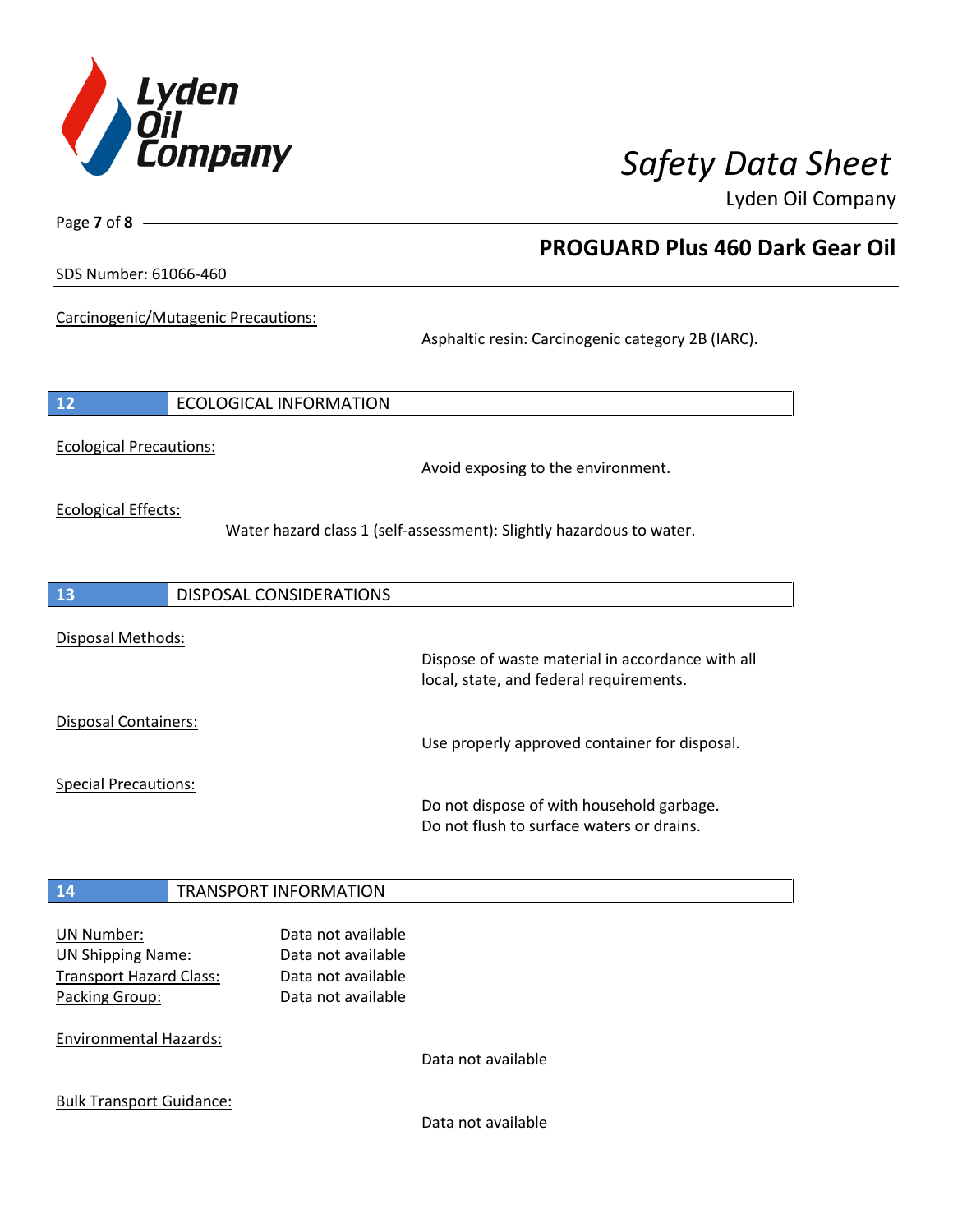Carcinogenic/Mutagenic Precautions:

Asphaltic resin: Carcinogenic category 2B (IARC).

## 12 ECOLOGICAL INFORMATION

Ecological Precautions:

Avoid exposing to the environment.

Ecological Effects:

Water hazard class 1 (self-assessment): Slightly hazardous to water.

## 13 DISPOSAL CONSIDERATIONS

Disposal Methods:

Dispose of waste material in accordance with all local, state, and federal requirements.

Disposal Containers:

Use properly approved container for disposal.

Special Precautions:

Do not dispose of with household garbage.
Do not flush to surface waters or drains.

## 14 TRANSPORT INFORMATION

UN Number: Data not available
UN Shipping Name: Data not available
Transport Hazard Class: Data not available
Packing Group: Data not available

Environmental Hazards:

Data not available

Bulk Transport Guidance:

Data not available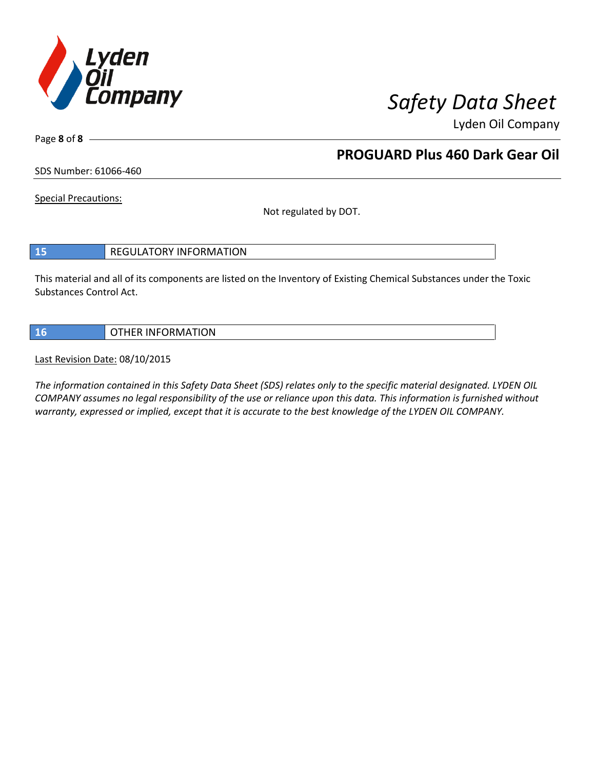Special Precautions:

Not regulated by DOT.

## 15 REGULATORY INFORMATION

This material and all of its components are listed on the Inventory of Existing Chemical Substances under the Toxic Substances Control Act.

## 16 OTHER INFORMATION

Last Revision Date: 08/10/2015

*The information contained in this Safety Data Sheet (SDS) relates only to the specific material designated. LYDEN OIL COMPANY assumes no legal responsibility of the use or reliance upon this data. This information is furnished without warranty, expressed or implied, except that it is accurate to the best knowledge of the LYDEN OIL COMPANY.*